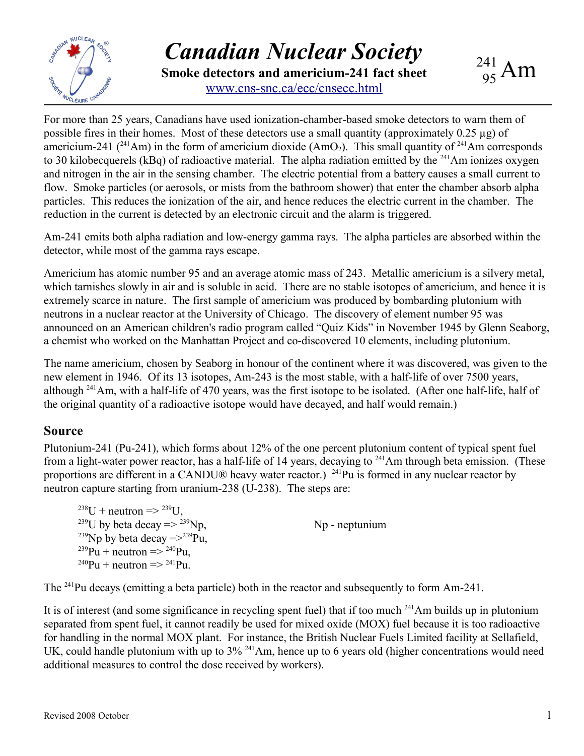# Canadian Nuclear Society

**Smoke detectors and americium-241 fact sheet**

www.cns-snc.ca/ecc/cnsecc.html

$^{241}_{95}Am$

For more than 25 years, Canadians have used ionization-chamber-based smoke detectors to warn them of possible fires in their homes. Most of these detectors use a small quantity (approximately 0.25 µg) of americium-241 ($^{241}Am$) in the form of americium dioxide ($AmO_2$). This small quantity of $^{241}Am$ corresponds to 30 kilobecquerels (kBq) of radioactive material. The alpha radiation emitted by the $^{241}Am$ ionizes oxygen and nitrogen in the air in the sensing chamber. The electric potential from a battery causes a small current to flow. Smoke particles (or aerosols, or mists from the bathroom shower) that enter the chamber absorb alpha particles. This reduces the ionization of the air, and hence reduces the electric current in the chamber. The reduction in the current is detected by an electronic circuit and the alarm is triggered.

Am-241 emits both alpha radiation and low-energy gamma rays. The alpha particles are absorbed within the detector, while most of the gamma rays escape.

Americium has atomic number 95 and an average atomic mass of 243. Metallic americium is a silvery metal, which tarnishes slowly in air and is soluble in acid. There are no stable isotopes of americium, and hence it is extremely scarce in nature. The first sample of americium was produced by bombarding plutonium with neutrons in a nuclear reactor at the University of Chicago. The discovery of element number 95 was announced on an American children's radio program called "Quiz Kids" in November 1945 by Glenn Seaborg, a chemist who worked on the Manhattan Project and co-discovered 10 elements, including plutonium.

The name americium, chosen by Seaborg in honour of the continent where it was discovered, was given to the new element in 1946. Of its 13 isotopes, Am-243 is the most stable, with a half-life of over 7500 years, although $^{241}Am$, with a half-life of 470 years, was the first isotope to be isolated. (After one half-life, half of the original quantity of a radioactive isotope would have decayed, and half would remain.)

## Source

Plutonium-241 (Pu-241), which forms about 12% of the one percent plutonium content of typical spent fuel from a light-water power reactor, has a half-life of 14 years, decaying to $^{241}Am$ through beta emission. (These proportions are different in a CANDU® heavy water reactor.) $^{241}Pu$ is formed in any nuclear reactor by neutron capture starting from uranium-238 (U-238). The steps are:

$^{238}U$ + neutron => $^{239}U$,
$^{239}U$ by beta decay => $^{239}Np$,
$^{239}Np$ by beta decay => $^{239}Pu$,
$^{239}Pu$ + neutron => $^{240}Pu$,
$^{240}Pu$ + neutron => $^{241}Pu$.

Np - neptunium

The $^{241}Pu$ decays (emitting a beta particle) both in the reactor and subsequently to form Am-241.

It is of interest (and some significance in recycling spent fuel) that if too much $^{241}Am$ builds up in plutonium separated from spent fuel, it cannot readily be used for mixed oxide (MOX) fuel because it is too radioactive for handling in the normal MOX plant. For instance, the British Nuclear Fuels Limited facility at Sellafield, UK, could handle plutonium with up to 3% $^{241}Am$, hence up to 6 years old (higher concentrations would need additional measures to control the dose received by workers).

Revised 2008 October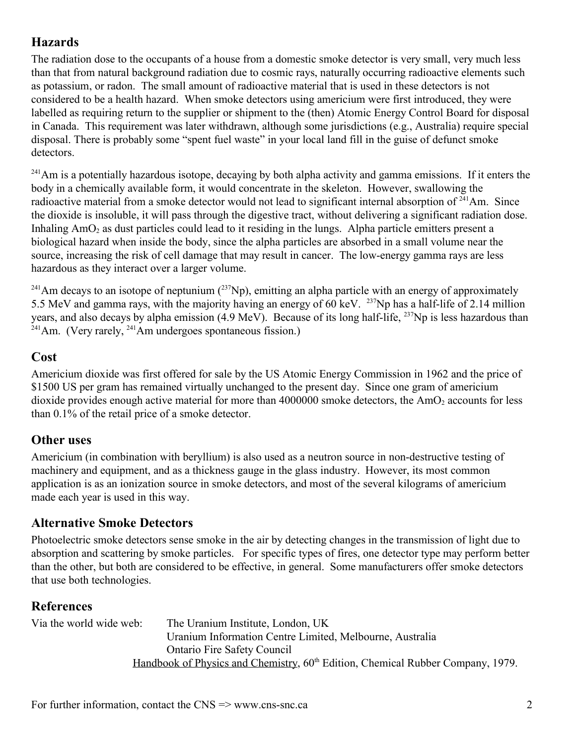## Hazards

The radiation dose to the occupants of a house from a domestic smoke detector is very small, very much less than that from natural background radiation due to cosmic rays, naturally occurring radioactive elements such as potassium, or radon. The small amount of radioactive material that is used in these detectors is not considered to be a health hazard. When smoke detectors using americium were first introduced, they were labelled as requiring return to the supplier or shipment to the (then) Atomic Energy Control Board for disposal in Canada. This requirement was later withdrawn, although some jurisdictions (e.g., Australia) require special disposal. There is probably some "spent fuel waste" in your local land fill in the guise of defunct smoke detectors.

$^{241}$Am is a potentially hazardous isotope, decaying by both alpha activity and gamma emissions. If it enters the body in a chemically available form, it would concentrate in the skeleton. However, swallowing the radioactive material from a smoke detector would not lead to significant internal absorption of $^{241}$Am. Since the dioxide is insoluble, it will pass through the digestive tract, without delivering a significant radiation dose. Inhaling $AmO_2$ as dust particles could lead to it residing in the lungs. Alpha particle emitters present a biological hazard when inside the body, since the alpha particles are absorbed in a small volume near the source, increasing the risk of cell damage that may result in cancer. The low-energy gamma rays are less hazardous as they interact over a larger volume.

$^{241}$Am decays to an isotope of neptunium ($^{237}$Np), emitting an alpha particle with an energy of approximately 5.5 MeV and gamma rays, with the majority having an energy of 60 keV. $^{237}$Np has a half-life of 2.14 million years, and also decays by alpha emission (4.9 MeV). Because of its long half-life, $^{237}$Np is less hazardous than $^{241}$Am. (Very rarely, $^{241}$Am undergoes spontaneous fission.)

## Cost

Americium dioxide was first offered for sale by the US Atomic Energy Commission in 1962 and the price of $1500 US per gram has remained virtually unchanged to the present day. Since one gram of americium dioxide provides enough active material for more than 4000000 smoke detectors, the $AmO_2$ accounts for less than 0.1% of the retail price of a smoke detector.

## Other uses

Americium (in combination with beryllium) is also used as a neutron source in non-destructive testing of machinery and equipment, and as a thickness gauge in the glass industry. However, its most common application is as an ionization source in smoke detectors, and most of the several kilograms of americium made each year is used in this way.

## Alternative Smoke Detectors

Photoelectric smoke detectors sense smoke in the air by detecting changes in the transmission of light due to absorption and scattering by smoke particles. For specific types of fires, one detector type may perform better than the other, but both are considered to be effective, in general. Some manufacturers offer smoke detectors that use both technologies.

## References

Via the world wide web:
- The Uranium Institute, London, UK
- Uranium Information Centre Limited, Melbourne, Australia
- Ontario Fire Safety Council

Handbook of Physics and Chemistry, 60th Edition, Chemical Rubber Company, 1979.

For further information, contact the CNS => www.cns-snc.ca